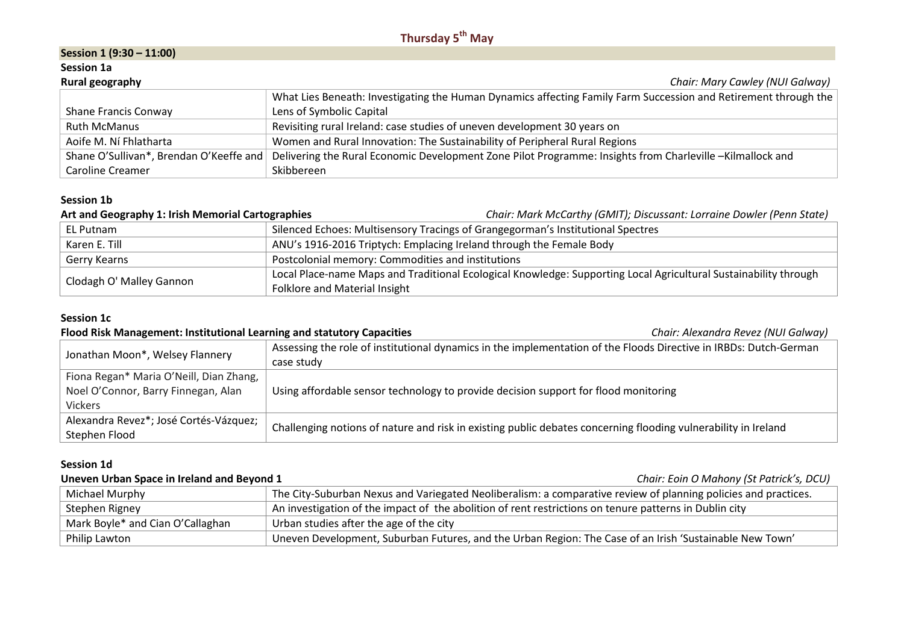# Thursday 5th May

## Session 1 (9:30 – 11:00)

### Session 1a

**Rural geography** *Chair: Mary Cawley (NUI Galway)*

| | |
|---|---|
| Shane Francis Conway | What Lies Beneath: Investigating the Human Dynamics affecting Family Farm Succession and Retirement through the Lens of Symbolic Capital |
| Ruth McManus | Revisiting rural Ireland: case studies of uneven development 30 years on |
| Aoife M. Ní Fhlatharta | Women and Rural Innovation: The Sustainability of Peripheral Rural Regions |
| Shane O'Sullivan*, Brendan O'Keeffe and Caroline Creamer | Delivering the Rural Economic Development Zone Pilot Programme: Insights from Charleville –Kilmallock and Skibbereen |

### Session 1b

**Art and Geography 1: Irish Memorial Cartographies** *Chair: Mark McCarthy (GMIT); Discussant: Lorraine Dowler (Penn State)*

| | |
|---|---|
| EL Putnam | Silenced Echoes: Multisensory Tracings of Grangegorman's Institutional Spectres |
| Karen E. Till | ANU's 1916-2016 Triptych: Emplacing Ireland through the Female Body |
| Gerry Kearns | Postcolonial memory: Commodities and institutions |
| Clodagh O' Malley Gannon | Local Place-name Maps and Traditional Ecological Knowledge: Supporting Local Agricultural Sustainability through Folklore and Material Insight |

### Session 1c

**Flood Risk Management: Institutional Learning and statutory Capacities** *Chair: Alexandra Revez (NUI Galway)*

| | |
|---|---|
| Jonathan Moon*, Welsey Flannery | Assessing the role of institutional dynamics in the implementation of the Floods Directive in IRBDs: Dutch-German case study |
| Fiona Regan* Maria O'Neill, Dian Zhang, Noel O'Connor, Barry Finnegan, Alan Vickers | Using affordable sensor technology to provide decision support for flood monitoring |
| Alexandra Revez*; José Cortés-Vázquez; Stephen Flood | Challenging notions of nature and risk in existing public debates concerning flooding vulnerability in Ireland |

### Session 1d

**Uneven Urban Space in Ireland and Beyond 1** *Chair: Eoin O Mahony (St Patrick's, DCU)*

| | |
|---|---|
| Michael Murphy | The City-Suburban Nexus and Variegated Neoliberalism: a comparative review of planning policies and practices. |
| Stephen Rigney | An investigation of the impact of the abolition of rent restrictions on tenure patterns in Dublin city |
| Mark Boyle* and Cian O'Callaghan | Urban studies after the age of the city |
| Philip Lawton | Uneven Development, Suburban Futures, and the Urban Region: The Case of an Irish 'Sustainable New Town' |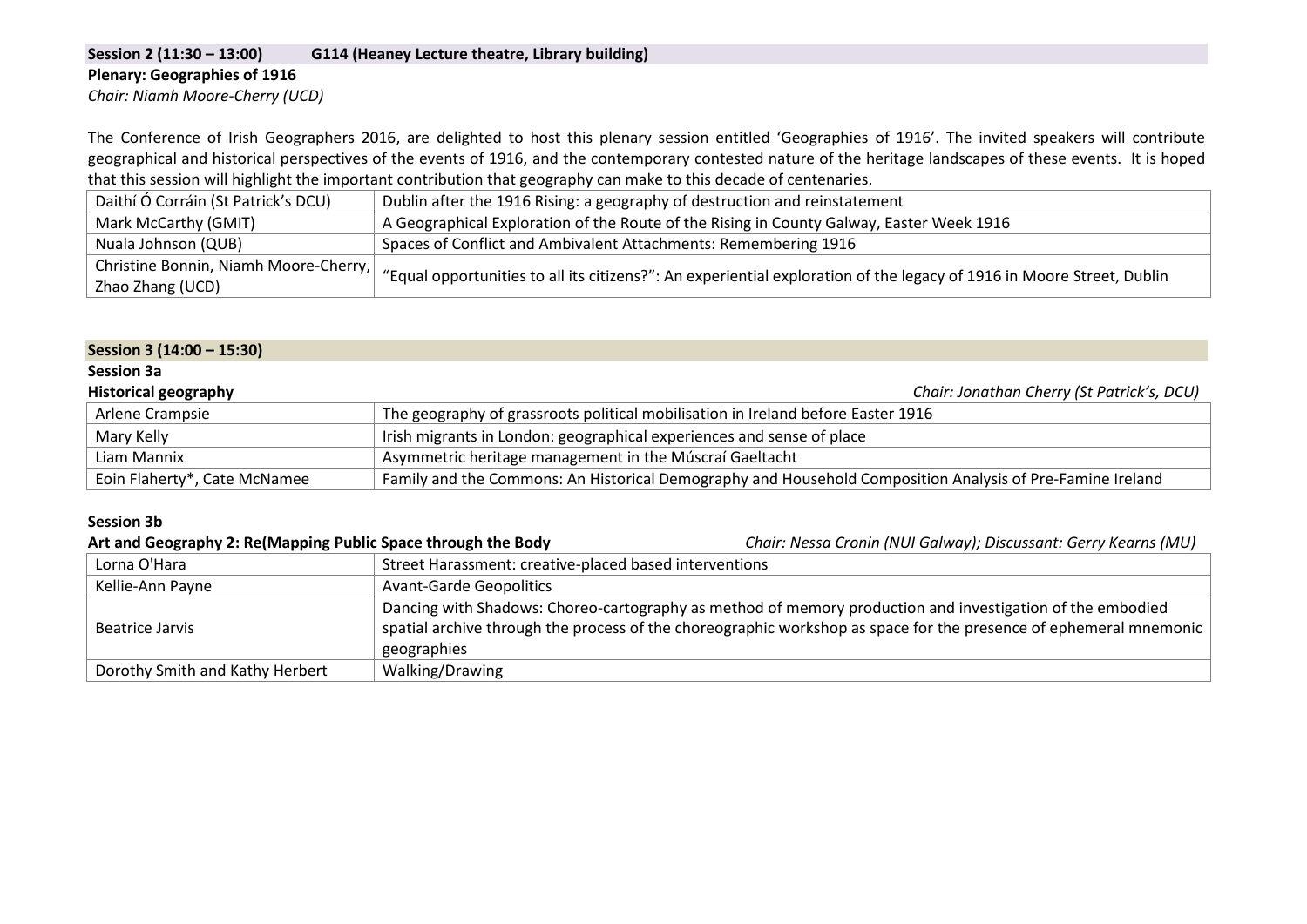**Session 2 (11:30 – 13:00) G114 (Heaney Lecture theatre, Library building)**

**Plenary: Geographies of 1916**

*Chair: Niamh Moore-Cherry (UCD)*

The Conference of Irish Geographers 2016, are delighted to host this plenary session entitled 'Geographies of 1916'. The invited speakers will contribute geographical and historical perspectives of the events of 1916, and the contemporary contested nature of the heritage landscapes of these events. It is hoped that this session will highlight the important contribution that geography can make to this decade of centenaries.

| | |
|---|---|
| Daithí Ó Corráin (St Patrick's DCU) | Dublin after the 1916 Rising: a geography of destruction and reinstatement |
| Mark McCarthy (GMIT) | A Geographical Exploration of the Route of the Rising in County Galway, Easter Week 1916 |
| Nuala Johnson (QUB) | Spaces of Conflict and Ambivalent Attachments: Remembering 1916 |
| Christine Bonnin, Niamh Moore-Cherry, Zhao Zhang (UCD) | "Equal opportunities to all its citizens?": An experiential exploration of the legacy of 1916 in Moore Street, Dublin |

**Session 3 (14:00 – 15:30)**

**Session 3a**

**Historical geography** *Chair: Jonathan Cherry (St Patrick's, DCU)*

| | |
|---|---|
| Arlene Crampsie | The geography of grassroots political mobilisation in Ireland before Easter 1916 |
| Mary Kelly | Irish migrants in London: geographical experiences and sense of place |
| Liam Mannix | Asymmetric heritage management in the Múscraí Gaeltacht |
| Eoin Flaherty*, Cate McNamee | Family and the Commons: An Historical Demography and Household Composition Analysis of Pre-Famine Ireland |

**Session 3b**

**Art and Geography 2: Re(Mapping Public Space through the Body** *Chair: Nessa Cronin (NUI Galway); Discussant: Gerry Kearns (MU)*

| | |
|---|---|
| Lorna O'Hara | Street Harassment: creative-placed based interventions |
| Kellie-Ann Payne | Avant-Garde Geopolitics |
| Beatrice Jarvis | Dancing with Shadows: Choreo-cartography as method of memory production and investigation of the embodied spatial archive through the process of the choreographic workshop as space for the presence of ephemeral mnemonic geographies |
| Dorothy Smith and Kathy Herbert | Walking/Drawing |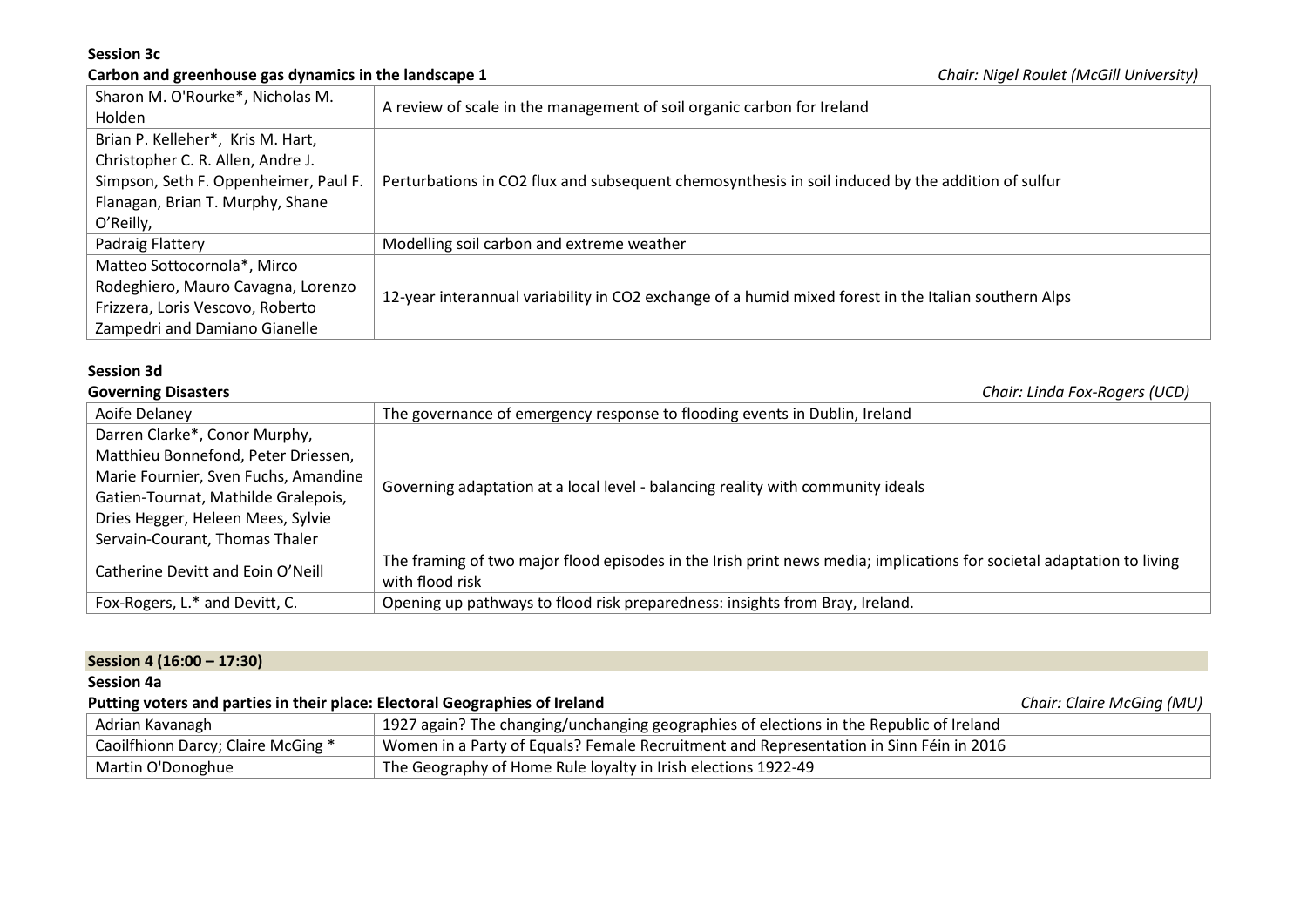**Session 3c**

**Carbon and greenhouse gas dynamics in the landscape 1** *Chair: Nigel Roulet (McGill University)*

| | |
|---|---|
| Sharon M. O'Rourke*, Nicholas M. Holden | A review of scale in the management of soil organic carbon for Ireland |
| Brian P. Kelleher*, Kris M. Hart, Christopher C. R. Allen, Andre J. Simpson, Seth F. Oppenheimer, Paul F. Flanagan, Brian T. Murphy, Shane O'Reilly, | Perturbations in CO2 flux and subsequent chemosynthesis in soil induced by the addition of sulfur |
| Padraig Flattery | Modelling soil carbon and extreme weather |
| Matteo Sottocornola*, Mirco Rodeghiero, Mauro Cavagna, Lorenzo Frizzera, Loris Vescovo, Roberto Zampedri and Damiano Gianelle | 12-year interannual variability in CO2 exchange of a humid mixed forest in the Italian southern Alps |

**Session 3d**

**Governing Disasters** *Chair: Linda Fox-Rogers (UCD)*

| | |
|---|---|
| Aoife Delaney | The governance of emergency response to flooding events in Dublin, Ireland |
| Darren Clarke*, Conor Murphy, Matthieu Bonnefond, Peter Driessen, Marie Fournier, Sven Fuchs, Amandine Gatien-Tournat, Mathilde Gralepois, Dries Hegger, Heleen Mees, Sylvie Servain-Courant, Thomas Thaler | Governing adaptation at a local level - balancing reality with community ideals |
| Catherine Devitt and Eoin O'Neill | The framing of two major flood episodes in the Irish print news media; implications for societal adaptation to living with flood risk |
| Fox-Rogers, L.* and Devitt, C. | Opening up pathways to flood risk preparedness: insights from Bray, Ireland. |

**Session 4 (16:00 – 17:30)**

**Session 4a**

**Putting voters and parties in their place: Electoral Geographies of Ireland** *Chair: Claire McGing (MU)*

| | |
|---|---|
| Adrian Kavanagh | 1927 again? The changing/unchanging geographies of elections in the Republic of Ireland |
| Caoilfhionn Darcy; Claire McGing * | Women in a Party of Equals? Female Recruitment and Representation in Sinn Féin in 2016 |
| Martin O'Donoghue | The Geography of Home Rule loyalty in Irish elections 1922-49 |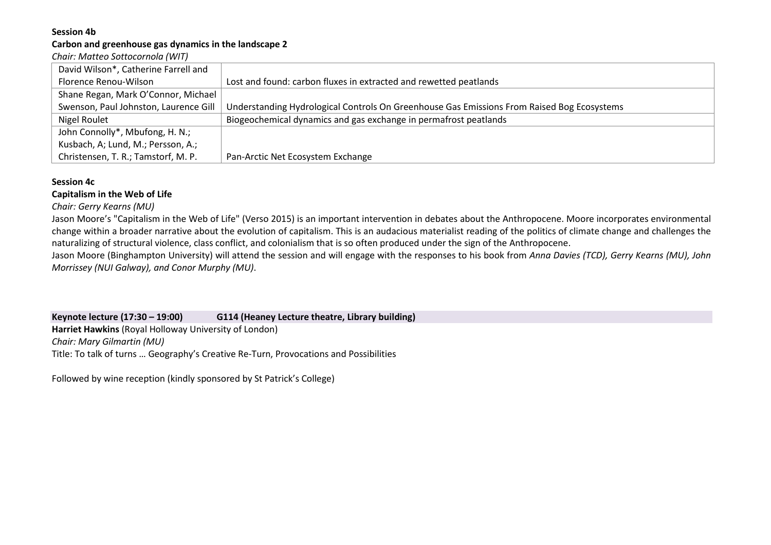**Session 4b**

**Carbon and greenhouse gas dynamics in the landscape 2**

*Chair: Matteo Sottocornola (WIT)*

| | |
|---|---|
| David Wilson*, Catherine Farrell and Florence Renou-Wilson | Lost and found: carbon fluxes in extracted and rewetted peatlands |
| Shane Regan, Mark O'Connor, Michael Swenson, Paul Johnston, Laurence Gill | Understanding Hydrological Controls On Greenhouse Gas Emissions From Raised Bog Ecosystems |
| Nigel Roulet | Biogeochemical dynamics and gas exchange in permafrost peatlands |
| John Connolly*, Mbufong, H. N.; Kusbach, A; Lund, M.; Persson, A.; Christensen, T. R.; Tamstorf, M. P. | Pan-Arctic Net Ecosystem Exchange |

**Session 4c**

**Capitalism in the Web of Life**

*Chair: Gerry Kearns (MU)*

Jason Moore's "Capitalism in the Web of Life" (Verso 2015) is an important intervention in debates about the Anthropocene. Moore incorporates environmental change within a broader narrative about the evolution of capitalism. This is an audacious materialist reading of the politics of climate change and challenges the naturalizing of structural violence, class conflict, and colonialism that is so often produced under the sign of the Anthropocene.

Jason Moore (Binghampton University) will attend the session and will engage with the responses to his book from *Anna Davies (TCD), Gerry Kearns (MU), John Morrissey (NUI Galway), and Conor Murphy (MU)*.

**Keynote lecture (17:30 – 19:00) G114 (Heaney Lecture theatre, Library building)**

**Harriet Hawkins** (Royal Holloway University of London)

*Chair: Mary Gilmartin (MU)*

Title: To talk of turns … Geography's Creative Re-Turn, Provocations and Possibilities

Followed by wine reception (kindly sponsored by St Patrick's College)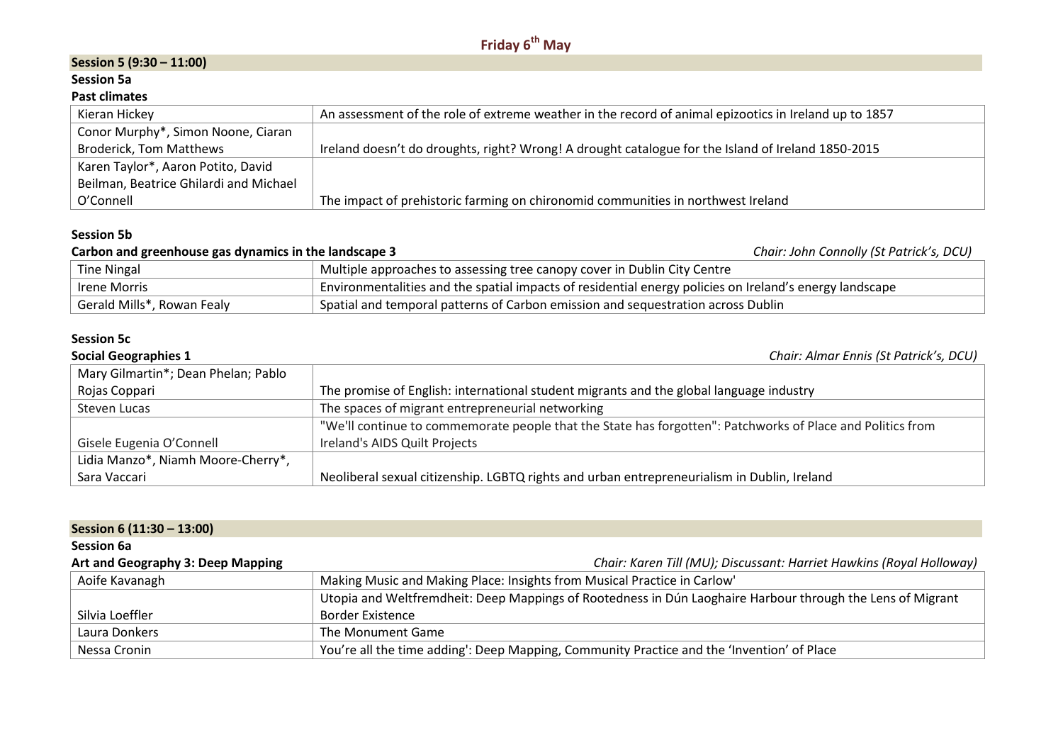## Friday 6th May

### Session 5 (9:30 – 11:00)

**Session 5a**

**Past climates**

| | |
|---|---|
| Kieran Hickey | An assessment of the role of extreme weather in the record of animal epizootics in Ireland up to 1857 |
| Conor Murphy*, Simon Noone, Ciaran Broderick, Tom Matthews | Ireland doesn't do droughts, right? Wrong! A drought catalogue for the Island of Ireland 1850-2015 |
| Karen Taylor*, Aaron Potito, David Beilman, Beatrice Ghilardi and Michael O'Connell | The impact of prehistoric farming on chironomid communities in northwest Ireland |

**Session 5b**

**Carbon and greenhouse gas dynamics in the landscape 3** *Chair: John Connolly (St Patrick's, DCU)*

| | |
|---|---|
| Tine Ningal | Multiple approaches to assessing tree canopy cover in Dublin City Centre |
| Irene Morris | Environmentalities and the spatial impacts of residential energy policies on Ireland's energy landscape |
| Gerald Mills*, Rowan Fealy | Spatial and temporal patterns of Carbon emission and sequestration across Dublin |

**Session 5c**

**Social Geographies 1** *Chair: Almar Ennis (St Patrick's, DCU)*

| | |
|---|---|
| Mary Gilmartin*; Dean Phelan; Pablo Rojas Coppari | The promise of English: international student migrants and the global language industry |
| Steven Lucas | The spaces of migrant entrepreneurial networking |
| Gisele Eugenia O'Connell | "We'll continue to commemorate people that the State has forgotten": Patchworks of Place and Politics from Ireland's AIDS Quilt Projects |
| Lidia Manzo*, Niamh Moore-Cherry*, Sara Vaccari | Neoliberal sexual citizenship. LGBTQ rights and urban entrepreneurialism in Dublin, Ireland |

### Session 6 (11:30 – 13:00)

**Session 6a**

**Art and Geography 3: Deep Mapping** *Chair: Karen Till (MU); Discussant: Harriet Hawkins (Royal Holloway)*

| | |
|---|---|
| Aoife Kavanagh | Making Music and Making Place: Insights from Musical Practice in Carlow' |
| Silvia Loeffler | Utopia and Weltfremdheit: Deep Mappings of Rootedness in Dún Laoghaire Harbour through the Lens of Migrant Border Existence |
| Laura Donkers | The Monument Game |
| Nessa Cronin | You're all the time adding': Deep Mapping, Community Practice and the 'Invention' of Place |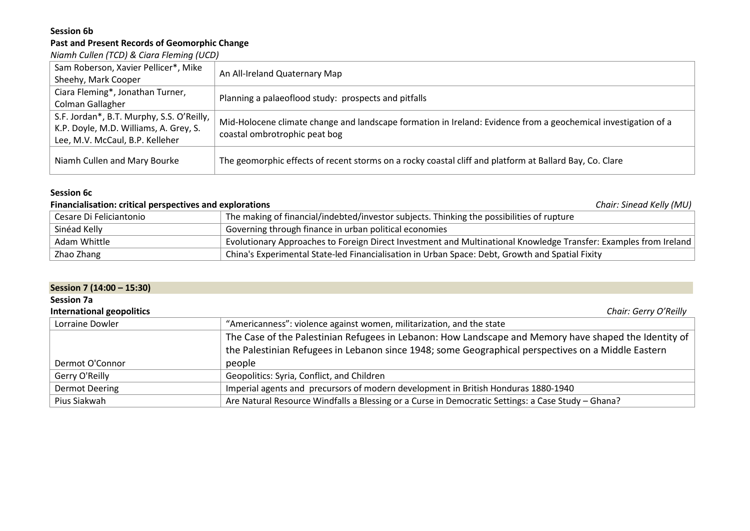**Session 6b**

**Past and Present Records of Geomorphic Change**

*Niamh Cullen (TCD) & Ciara Fleming (UCD)*

| | |
|---|---|
| Sam Roberson, Xavier Pellicer*, Mike Sheehy, Mark Cooper | An All-Ireland Quaternary Map |
| Ciara Fleming*, Jonathan Turner, Colman Gallagher | Planning a palaeoflood study: prospects and pitfalls |
| S.F. Jordan*, B.T. Murphy, S.S. O'Reilly, K.P. Doyle, M.D. Williams, A. Grey, S. Lee, M.V. McCaul, B.P. Kelleher | Mid-Holocene climate change and landscape formation in Ireland: Evidence from a geochemical investigation of a coastal ombrotrophic peat bog |
| Niamh Cullen and Mary Bourke | The geomorphic effects of recent storms on a rocky coastal cliff and platform at Ballard Bay, Co. Clare |

**Session 6c**

**Financialisation: critical perspectives and explorations** *Chair: Sinead Kelly (MU)*

| | |
|---|---|
| Cesare Di Feliciantonio | The making of financial/indebted/investor subjects. Thinking the possibilities of rupture |
| Sinéad Kelly | Governing through finance in urban political economies |
| Adam Whittle | Evolutionary Approaches to Foreign Direct Investment and Multinational Knowledge Transfer: Examples from Ireland |
| Zhao Zhang | China's Experimental State-led Financialisation in Urban Space: Debt, Growth and Spatial Fixity |

**Session 7 (14:00 – 15:30)**

**Session 7a**

**International geopolitics** *Chair: Gerry O'Reilly*

| | |
|---|---|
| Lorraine Dowler | "Americanness": violence against women, militarization, and the state |
| Dermot O'Connor | The Case of the Palestinian Refugees in Lebanon: How Landscape and Memory have shaped the Identity of the Palestinian Refugees in Lebanon since 1948; some Geographical perspectives on a Middle Eastern people |
| Gerry O'Reilly | Geopolitics: Syria, Conflict, and Children |
| Dermot Deering | Imperial agents and precursors of modern development in British Honduras 1880-1940 |
| Pius Siakwah | Are Natural Resource Windfalls a Blessing or a Curse in Democratic Settings: a Case Study – Ghana? |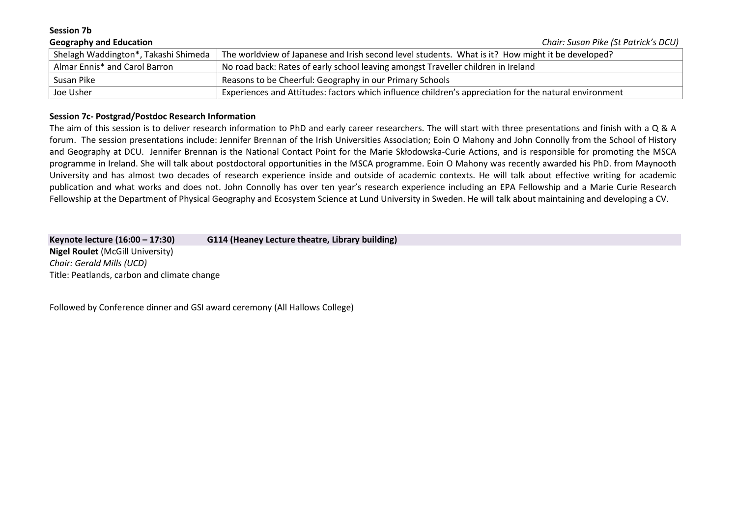**Session 7b**

**Geography and Education** *Chair: Susan Pike (St Patrick's DCU)*

| | |
|---|---|
| Shelagh Waddington*, Takashi Shimeda | The worldview of Japanese and Irish second level students. What is it? How might it be developed? |
| Almar Ennis* and Carol Barron | No road back: Rates of early school leaving amongst Traveller children in Ireland |
| Susan Pike | Reasons to be Cheerful: Geography in our Primary Schools |
| Joe Usher | Experiences and Attitudes: factors which influence children's appreciation for the natural environment |

**Session 7c- Postgrad/Postdoc Research Information**

The aim of this session is to deliver research information to PhD and early career researchers. The will start with three presentations and finish with a Q & A forum. The session presentations include: Jennifer Brennan of the Irish Universities Association; Eoin O Mahony and John Connolly from the School of History and Geography at DCU. Jennifer Brennan is the National Contact Point for the Marie Skłodowska-Curie Actions, and is responsible for promoting the MSCA programme in Ireland. She will talk about postdoctoral opportunities in the MSCA programme. Eoin O Mahony was recently awarded his PhD. from Maynooth University and has almost two decades of research experience inside and outside of academic contexts. He will talk about effective writing for academic publication and what works and does not. John Connolly has over ten year's research experience including an EPA Fellowship and a Marie Curie Research Fellowship at the Department of Physical Geography and Ecosystem Science at Lund University in Sweden. He will talk about maintaining and developing a CV.

**Keynote lecture (16:00 – 17:30) G114 (Heaney Lecture theatre, Library building)**

**Nigel Roulet** (McGill University)

*Chair: Gerald Mills (UCD)*

Title: Peatlands, carbon and climate change

Followed by Conference dinner and GSI award ceremony (All Hallows College)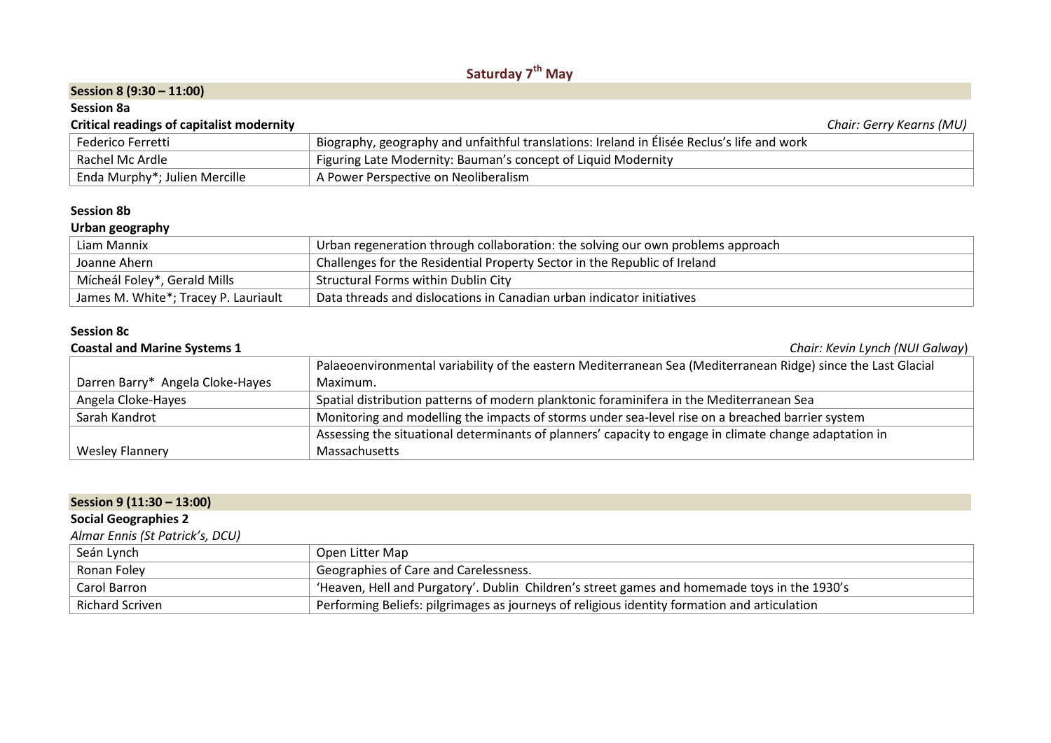## Saturday 7th May

**Session 8 (9:30 – 11:00)**

**Session 8a**

**Critical readings of capitalist modernity**

*Chair: Gerry Kearns (MU)*

| | |
|---|---|
| Federico Ferretti | Biography, geography and unfaithful translations: Ireland in Élisée Reclus's life and work |
| Rachel Mc Ardle | Figuring Late Modernity: Bauman's concept of Liquid Modernity |
| Enda Murphy*; Julien Mercille | A Power Perspective on Neoliberalism |

**Session 8b**

**Urban geography**

| | |
|---|---|
| Liam Mannix | Urban regeneration through collaboration: the solving our own problems approach |
| Joanne Ahern | Challenges for the Residential Property Sector in the Republic of Ireland |
| Mícheál Foley*, Gerald Mills | Structural Forms within Dublin City |
| James M. White*; Tracey P. Lauriault | Data threads and dislocations in Canadian urban indicator initiatives |

**Session 8c**

**Coastal and Marine Systems 1**

*Chair: Kevin Lynch (NUI Galway)*

| | |
|---|---|
| Darren Barry* Angela Cloke-Hayes | Palaeoenvironmental variability of the eastern Mediterranean Sea (Mediterranean Ridge) since the Last Glacial Maximum. |
| Angela Cloke-Hayes | Spatial distribution patterns of modern planktonic foraminifera in the Mediterranean Sea |
| Sarah Kandrot | Monitoring and modelling the impacts of storms under sea-level rise on a breached barrier system |
| Wesley Flannery | Assessing the situational determinants of planners' capacity to engage in climate change adaptation in Massachusetts |

**Session 9 (11:30 – 13:00)**

**Social Geographies 2**

*Almar Ennis (St Patrick's, DCU)*

| | |
|---|---|
| Seán Lynch | Open Litter Map |
| Ronan Foley | Geographies of Care and Carelessness. |
| Carol Barron | 'Heaven, Hell and Purgatory'. Dublin Children's street games and homemade toys in the 1930's |
| Richard Scriven | Performing Beliefs: pilgrimages as journeys of religious identity formation and articulation |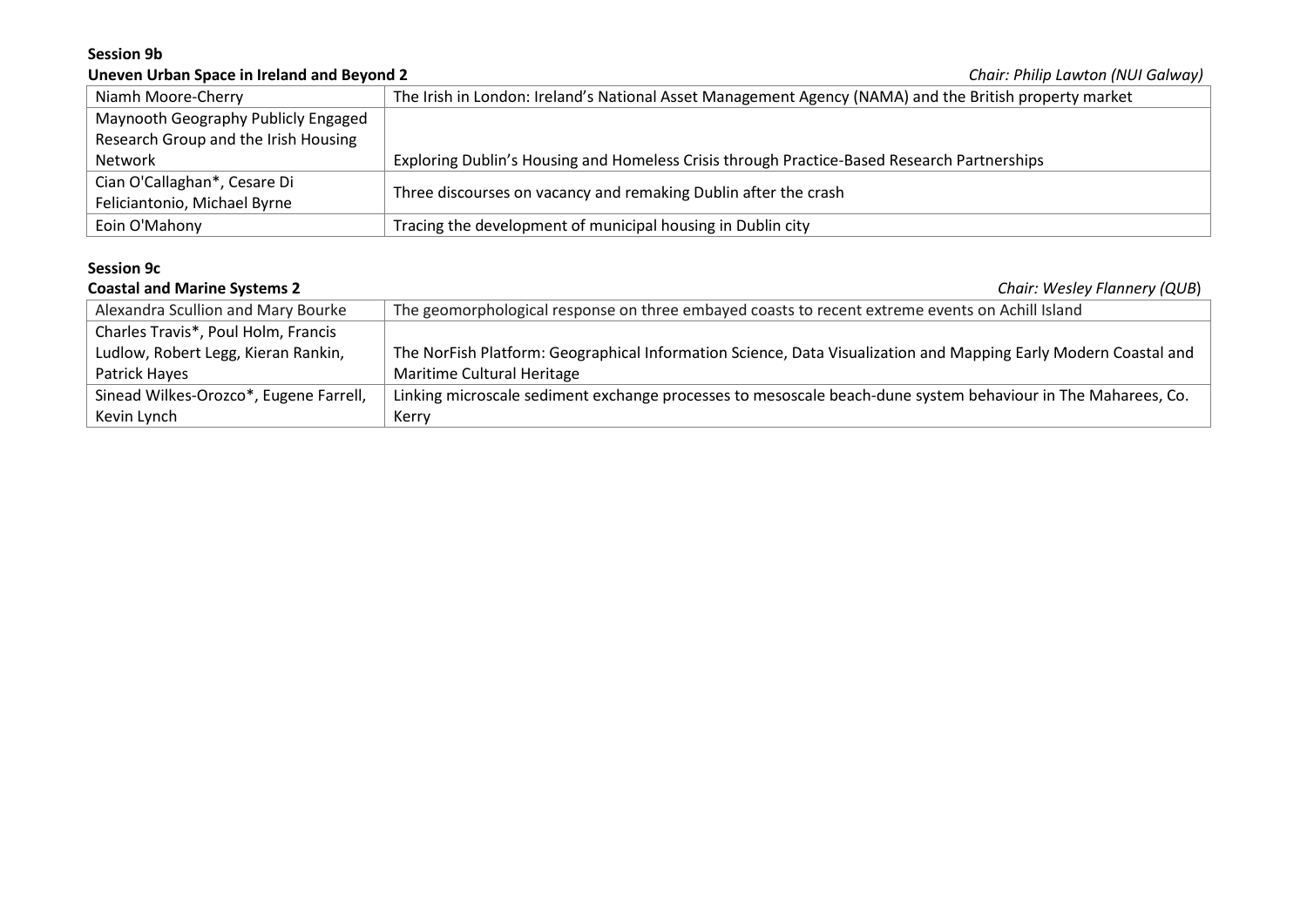**Session 9b**

**Uneven Urban Space in Ireland and Beyond 2** *Chair: Philip Lawton (NUI Galway)*

| | |
|---|---|
| Niamh Moore-Cherry | The Irish in London: Ireland's National Asset Management Agency (NAMA) and the British property market |
| Maynooth Geography Publicly Engaged Research Group and the Irish Housing Network | Exploring Dublin's Housing and Homeless Crisis through Practice-Based Research Partnerships |
| Cian O'Callaghan*, Cesare Di Feliciantonio, Michael Byrne | Three discourses on vacancy and remaking Dublin after the crash |
| Eoin O'Mahony | Tracing the development of municipal housing in Dublin city |

**Session 9c**

**Coastal and Marine Systems 2** *Chair: Wesley Flannery (QUB)*

| | |
|---|---|
| Alexandra Scullion and Mary Bourke | The geomorphological response on three embayed coasts to recent extreme events on Achill Island |
| Charles Travis*, Poul Holm, Francis Ludlow, Robert Legg, Kieran Rankin, Patrick Hayes | The NorFish Platform: Geographical Information Science, Data Visualization and Mapping Early Modern Coastal and Maritime Cultural Heritage |
| Sinead Wilkes-Orozco*, Eugene Farrell, Kevin Lynch | Linking microscale sediment exchange processes to mesoscale beach-dune system behaviour in The Maharees, Co. Kerry |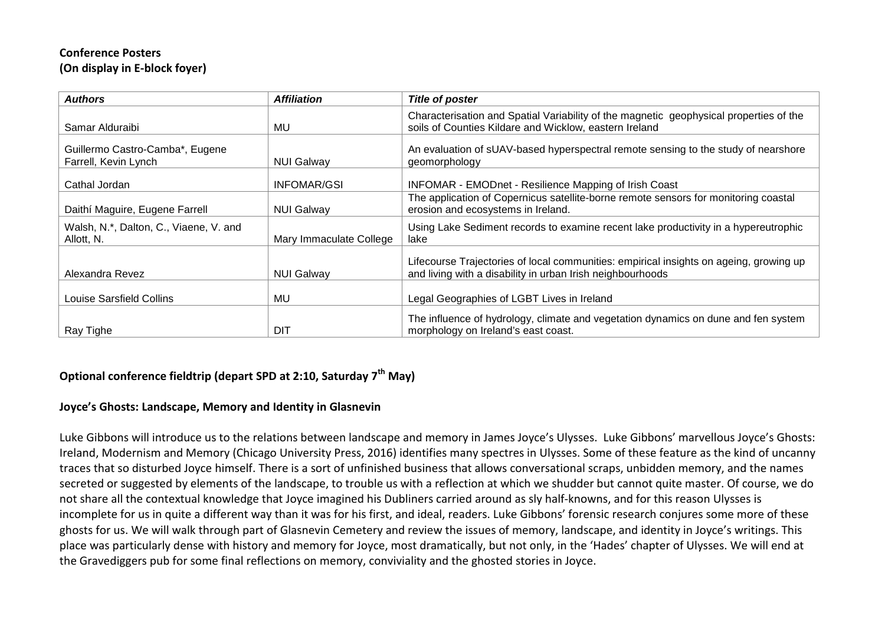**Conference Posters**
**(On display in E-block foyer)**

| *Authors* | *Affiliation* | *Title of poster* |
|---|---|---|
| Samar Alduraibi | MU | Characterisation and Spatial Variability of the magnetic geophysical properties of the soils of Counties Kildare and Wicklow, eastern Ireland |
| Guillermo Castro-Camba*, Eugene Farrell, Kevin Lynch | NUI Galway | An evaluation of sUAV-based hyperspectral remote sensing to the study of nearshore geomorphology |
| Cathal Jordan | INFOMAR/GSI | INFOMAR - EMODnet - Resilience Mapping of Irish Coast |
| Daithí Maguire, Eugene Farrell | NUI Galway | The application of Copernicus satellite-borne remote sensors for monitoring coastal erosion and ecosystems in Ireland. |
| Walsh, N.*, Dalton, C., Viaene, V. and Allott, N. | Mary Immaculate College | Using Lake Sediment records to examine recent lake productivity in a hypereutrophic lake |
| Alexandra Revez | NUI Galway | Lifecourse Trajectories of local communities: empirical insights on ageing, growing up and living with a disability in urban Irish neighbourhoods |
| Louise Sarsfield Collins | MU | Legal Geographies of LGBT Lives in Ireland |
| Ray Tighe | DIT | The influence of hydrology, climate and vegetation dynamics on dune and fen system morphology on Ireland's east coast. |

**Optional conference fieldtrip (depart SPD at 2:10, Saturday 7th May)**

**Joyce's Ghosts: Landscape, Memory and Identity in Glasnevin**

Luke Gibbons will introduce us to the relations between landscape and memory in James Joyce's Ulysses. Luke Gibbons' marvellous Joyce's Ghosts: Ireland, Modernism and Memory (Chicago University Press, 2016) identifies many spectres in Ulysses. Some of these feature as the kind of uncanny traces that so disturbed Joyce himself. There is a sort of unfinished business that allows conversational scraps, unbidden memory, and the names secreted or suggested by elements of the landscape, to trouble us with a reflection at which we shudder but cannot quite master. Of course, we do not share all the contextual knowledge that Joyce imagined his Dubliners carried around as sly half-knowns, and for this reason Ulysses is incomplete for us in quite a different way than it was for his first, and ideal, readers. Luke Gibbons' forensic research conjures some more of these ghosts for us. We will walk through part of Glasnevin Cemetery and review the issues of memory, landscape, and identity in Joyce's writings. This place was particularly dense with history and memory for Joyce, most dramatically, but not only, in the 'Hades' chapter of Ulysses. We will end at the Gravediggers pub for some final reflections on memory, conviviality and the ghosted stories in Joyce.